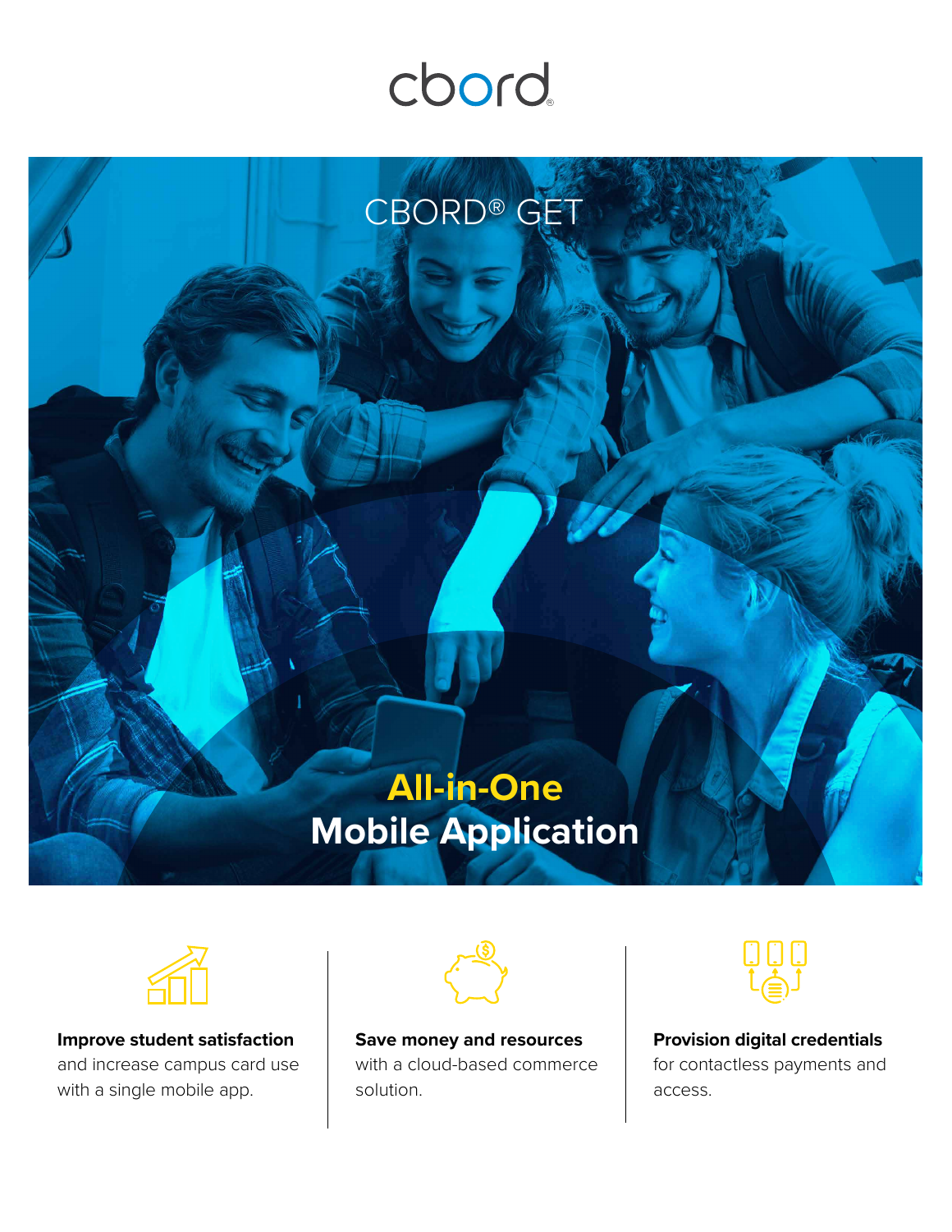cbord

# CBORD® GET

## All-in-One Mobile Application

**Improve student satisfaction** and increase campus card use with a single mobile app.

**Save money and resources** with a cloud-based commerce solution.

**Provision digital credentials** for contactless payments and access.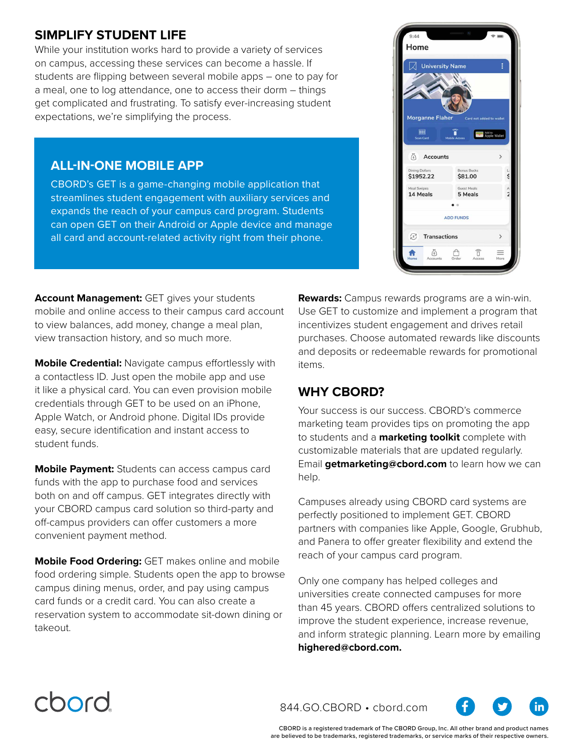## SIMPLIFY STUDENT LIFE

While your institution works hard to provide a variety of services on campus, accessing these services can become a hassle. If students are flipping between several mobile apps – one to pay for a meal, one to log attendance, one to access their dorm – things get complicated and frustrating. To satisfy ever-increasing student expectations, we're simplifying the process.

## ALL-IN-ONE MOBILE APP

CBORD's GET is a game-changing mobile application that streamlines student engagement with auxiliary services and expands the reach of your campus card program. Students can open GET on their Android or Apple device and manage all card and account-related activity right from their phone.

**Account Management:** GET gives your students mobile and online access to their campus card account to view balances, add money, change a meal plan, view transaction history, and so much more.

**Mobile Credential:** Navigate campus effortlessly with a contactless ID. Just open the mobile app and use it like a physical card. You can even provision mobile credentials through GET to be used on an iPhone, Apple Watch, or Android phone. Digital IDs provide easy, secure identification and instant access to student funds.

**Mobile Payment:** Students can access campus card funds with the app to purchase food and services both on and off campus. GET integrates directly with your CBORD campus card solution so third-party and off-campus providers can offer customers a more convenient payment method.

**Mobile Food Ordering:** GET makes online and mobile food ordering simple. Students open the app to browse campus dining menus, order, and pay using campus card funds or a credit card. You can also create a reservation system to accommodate sit-down dining or takeout.

**Rewards:** Campus rewards programs are a win-win. Use GET to customize and implement a program that incentivizes student engagement and drives retail purchases. Choose automated rewards like discounts and deposits or redeemable rewards for promotional items.

## WHY CBORD?

Your success is our success. CBORD's commerce marketing team provides tips on promoting the app to students and a **marketing toolkit** complete with customizable materials that are updated regularly. Email **getmarketing@cbord.com** to learn how we can help.

Campuses already using CBORD card systems are perfectly positioned to implement GET. CBORD partners with companies like Apple, Google, Grubhub, and Panera to offer greater flexibility and extend the reach of your campus card program.

Only one company has helped colleges and universities create connected campuses for more than 45 years. CBORD offers centralized solutions to improve the student experience, increase revenue, and inform strategic planning. Learn more by emailing **highered@cbord.com.**

cbord

844.GO.CBORD • cbord.com

CBORD is a registered trademark of The CBORD Group, Inc. All other brand and product names are believed to be trademarks, registered trademarks, or service marks of their respective owners.